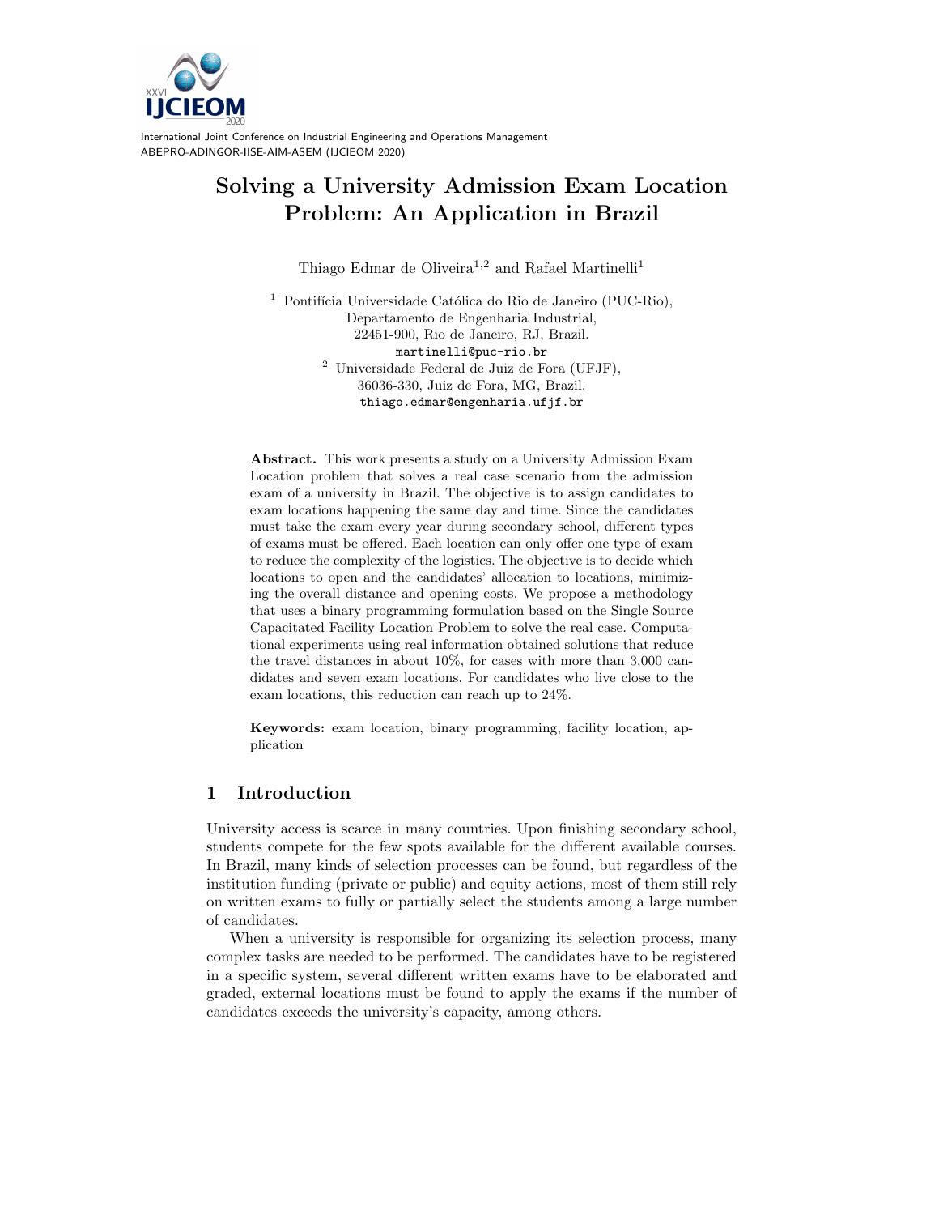# Solving a University Admission Exam Location Problem: An Application in Brazil

Thiago Edmar de Oliveira[1,2] and Rafael Martinelli[1]

[1] Pontifícia Universidade Católica do Rio de Janeiro (PUC-Rio), Departamento de Engenharia Industrial, 22451-900, Rio de Janeiro, RJ, Brazil.
martinelli@puc-rio.br

[2] Universidade Federal de Juiz de Fora (UFJF), 36036-330, Juiz de Fora, MG, Brazil.
thiago.edmar@engenharia.ufjf.br

**Abstract.** This work presents a study on a University Admission Exam Location problem that solves a real case scenario from the admission exam of a university in Brazil. The objective is to assign candidates to exam locations happening the same day and time. Since the candidates must take the exam every year during secondary school, different types of exams must be offered. Each location can only offer one type of exam to reduce the complexity of the logistics. The objective is to decide which locations to open and the candidates' allocation to locations, minimizing the overall distance and opening costs. We propose a methodology that uses a binary programming formulation based on the Single Source Capacitated Facility Location Problem to solve the real case. Computational experiments using real information obtained solutions that reduce the travel distances in about 10%, for cases with more than 3,000 candidates and seven exam locations. For candidates who live close to the exam locations, this reduction can reach up to 24%.

**Keywords:** exam location, binary programming, facility location, application

## 1 Introduction

University access is scarce in many countries. Upon finishing secondary school, students compete for the few spots available for the different available courses. In Brazil, many kinds of selection processes can be found, but regardless of the institution funding (private or public) and equity actions, most of them still rely on written exams to fully or partially select the students among a large number of candidates.

When a university is responsible for organizing its selection process, many complex tasks are needed to be performed. The candidates have to be registered in a specific system, several different written exams have to be elaborated and graded, external locations must be found to apply the exams if the number of candidates exceeds the university's capacity, among others.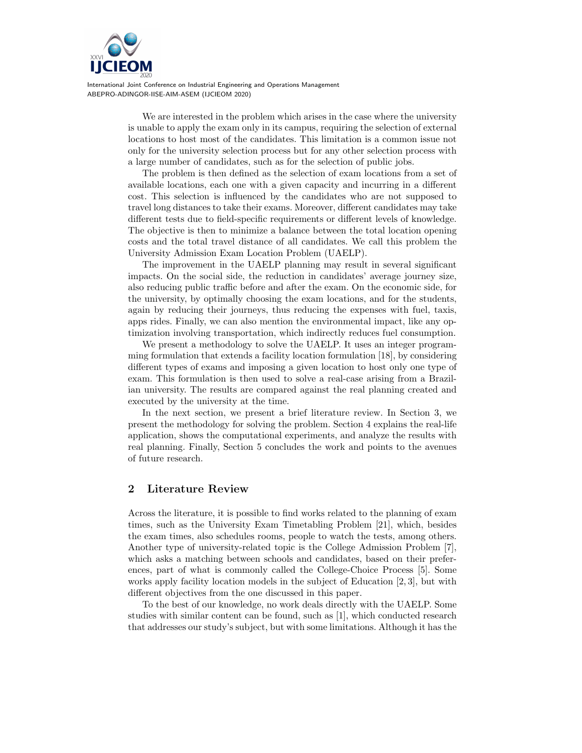We are interested in the problem which arises in the case where the university is unable to apply the exam only in its campus, requiring the selection of external locations to host most of the candidates. This limitation is a common issue not only for the university selection process but for any other selection process with a large number of candidates, such as for the selection of public jobs.

The problem is then defined as the selection of exam locations from a set of available locations, each one with a given capacity and incurring in a different cost. This selection is influenced by the candidates who are not supposed to travel long distances to take their exams. Moreover, different candidates may take different tests due to field-specific requirements or different levels of knowledge. The objective is then to minimize a balance between the total location opening costs and the total travel distance of all candidates. We call this problem the University Admission Exam Location Problem (UAELP).

The improvement in the UAELP planning may result in several significant impacts. On the social side, the reduction in candidates' average journey size, also reducing public traffic before and after the exam. On the economic side, for the university, by optimally choosing the exam locations, and for the students, again by reducing their journeys, thus reducing the expenses with fuel, taxis, apps rides. Finally, we can also mention the environmental impact, like any optimization involving transportation, which indirectly reduces fuel consumption.

We present a methodology to solve the UAELP. It uses an integer programming formulation that extends a facility location formulation [18], by considering different types of exams and imposing a given location to host only one type of exam. This formulation is then used to solve a real-case arising from a Brazilian university. The results are compared against the real planning created and executed by the university at the time.

In the next section, we present a brief literature review. In Section 3, we present the methodology for solving the problem. Section 4 explains the real-life application, shows the computational experiments, and analyze the results with real planning. Finally, Section 5 concludes the work and points to the avenues of future research.

## 2 Literature Review

Across the literature, it is possible to find works related to the planning of exam times, such as the University Exam Timetabling Problem [21], which, besides the exam times, also schedules rooms, people to watch the tests, among others. Another type of university-related topic is the College Admission Problem [7], which asks a matching between schools and candidates, based on their preferences, part of what is commonly called the College-Choice Process [5]. Some works apply facility location models in the subject of Education [2, 3], but with different objectives from the one discussed in this paper.

To the best of our knowledge, no work deals directly with the UAELP. Some studies with similar content can be found, such as [1], which conducted research that addresses our study's subject, but with some limitations. Although it has the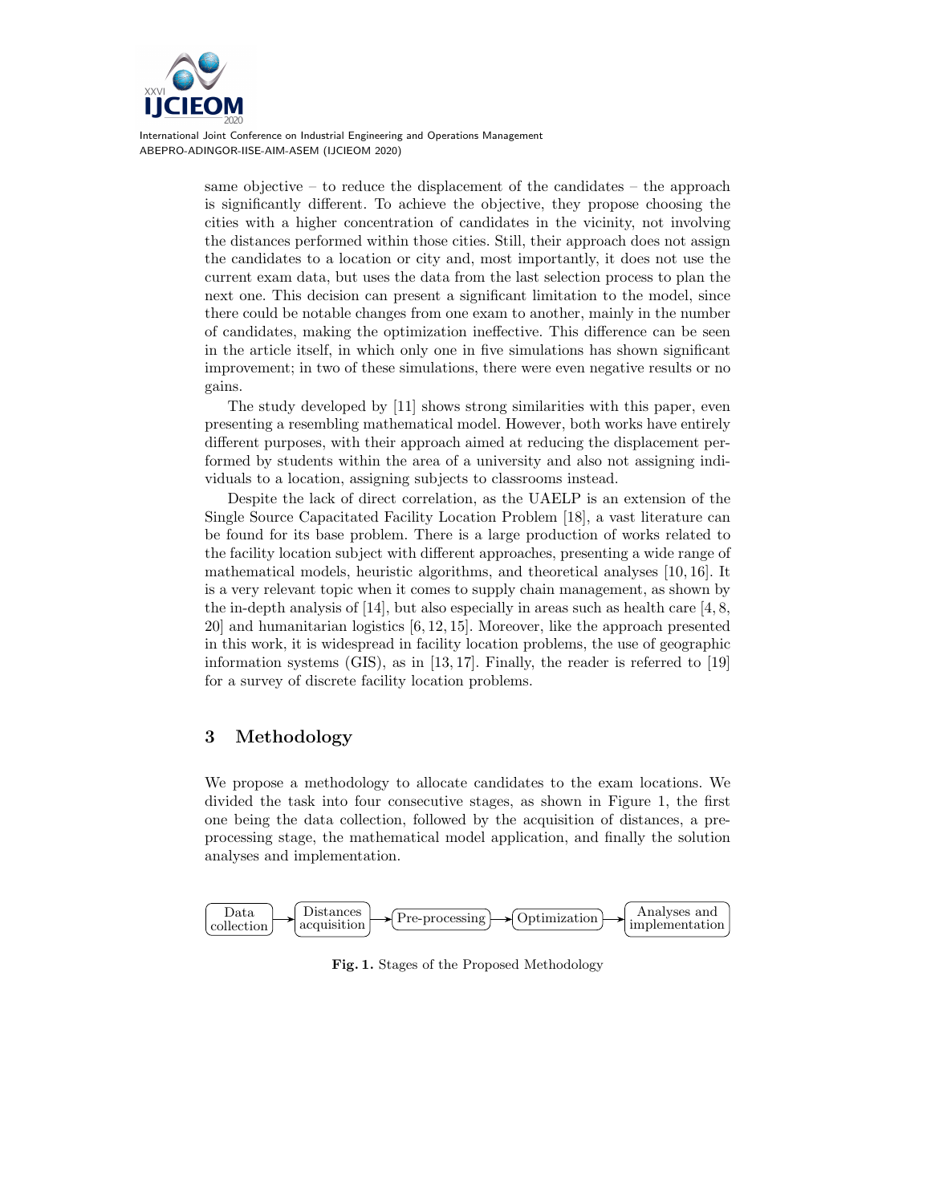same objective – to reduce the displacement of the candidates – the approach is significantly different. To achieve the objective, they propose choosing the cities with a higher concentration of candidates in the vicinity, not involving the distances performed within those cities. Still, their approach does not assign the candidates to a location or city and, most importantly, it does not use the current exam data, but uses the data from the last selection process to plan the next one. This decision can present a significant limitation to the model, since there could be notable changes from one exam to another, mainly in the number of candidates, making the optimization ineffective. This difference can be seen in the article itself, in which only one in five simulations has shown significant improvement; in two of these simulations, there were even negative results or no gains.

The study developed by [11] shows strong similarities with this paper, even presenting a resembling mathematical model. However, both works have entirely different purposes, with their approach aimed at reducing the displacement performed by students within the area of a university and also not assigning individuals to a location, assigning subjects to classrooms instead.

Despite the lack of direct correlation, as the UAELP is an extension of the Single Source Capacitated Facility Location Problem [18], a vast literature can be found for its base problem. There is a large production of works related to the facility location subject with different approaches, presenting a wide range of mathematical models, heuristic algorithms, and theoretical analyses [10, 16]. It is a very relevant topic when it comes to supply chain management, as shown by the in-depth analysis of [14], but also especially in areas such as health care [4, 8, 20] and humanitarian logistics [6, 12, 15]. Moreover, like the approach presented in this work, it is widespread in facility location problems, the use of geographic information systems (GIS), as in [13, 17]. Finally, the reader is referred to [19] for a survey of discrete facility location problems.

## 3 Methodology

We propose a methodology to allocate candidates to the exam locations. We divided the task into four consecutive stages, as shown in Figure 1, the first one being the data collection, followed by the acquisition of distances, a pre-processing stage, the mathematical model application, and finally the solution analyses and implementation.

Data collection → Distances acquisition → Pre-processing → Optimization → Analyses and implementation

**Fig. 1.** Stages of the Proposed Methodology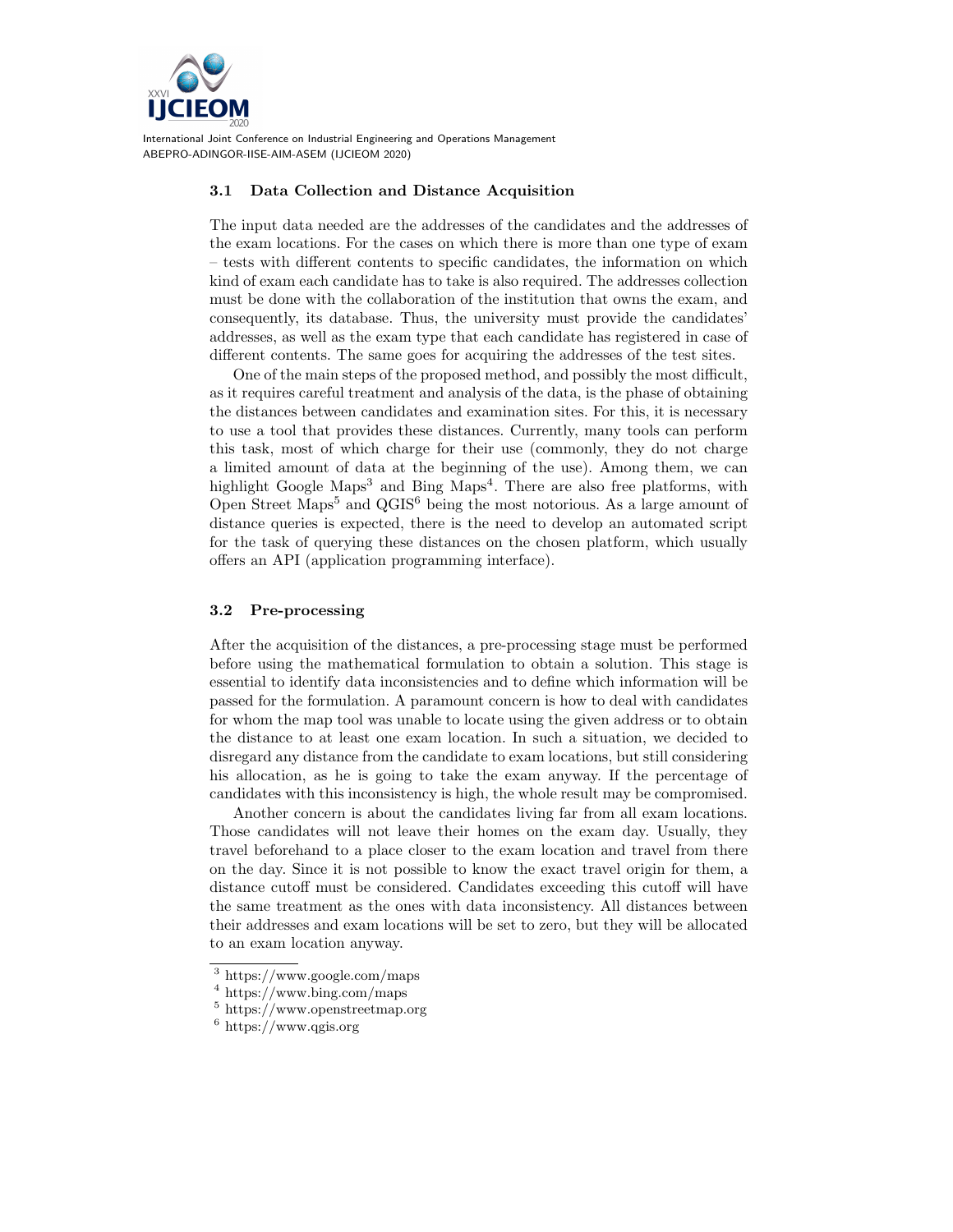### 3.1 Data Collection and Distance Acquisition

The input data needed are the addresses of the candidates and the addresses of the exam locations. For the cases on which there is more than one type of exam – tests with different contents to specific candidates, the information on which kind of exam each candidate has to take is also required. The addresses collection must be done with the collaboration of the institution that owns the exam, and consequently, its database. Thus, the university must provide the candidates' addresses, as well as the exam type that each candidate has registered in case of different contents. The same goes for acquiring the addresses of the test sites.

One of the main steps of the proposed method, and possibly the most difficult, as it requires careful treatment and analysis of the data, is the phase of obtaining the distances between candidates and examination sites. For this, it is necessary to use a tool that provides these distances. Currently, many tools can perform this task, most of which charge for their use (commonly, they do not charge a limited amount of data at the beginning of the use). Among them, we can highlight Google Maps[3] and Bing Maps[4]. There are also free platforms, with Open Street Maps[5] and QGIS[6] being the most notorious. As a large amount of distance queries is expected, there is the need to develop an automated script for the task of querying these distances on the chosen platform, which usually offers an API (application programming interface).

### 3.2 Pre-processing

After the acquisition of the distances, a pre-processing stage must be performed before using the mathematical formulation to obtain a solution. This stage is essential to identify data inconsistencies and to define which information will be passed for the formulation. A paramount concern is how to deal with candidates for whom the map tool was unable to locate using the given address or to obtain the distance to at least one exam location. In such a situation, we decided to disregard any distance from the candidate to exam locations, but still considering his allocation, as he is going to take the exam anyway. If the percentage of candidates with this inconsistency is high, the whole result may be compromised.

Another concern is about the candidates living far from all exam locations. Those candidates will not leave their homes on the exam day. Usually, they travel beforehand to a place closer to the exam location and travel from there on the day. Since it is not possible to know the exact travel origin for them, a distance cutoff must be considered. Candidates exceeding this cutoff will have the same treatment as the ones with data inconsistency. All distances between their addresses and exam locations will be set to zero, but they will be allocated to an exam location anyway.

[3] https://www.google.com/maps

[4] https://www.bing.com/maps

[5] https://www.openstreetmap.org

[6] https://www.qgis.org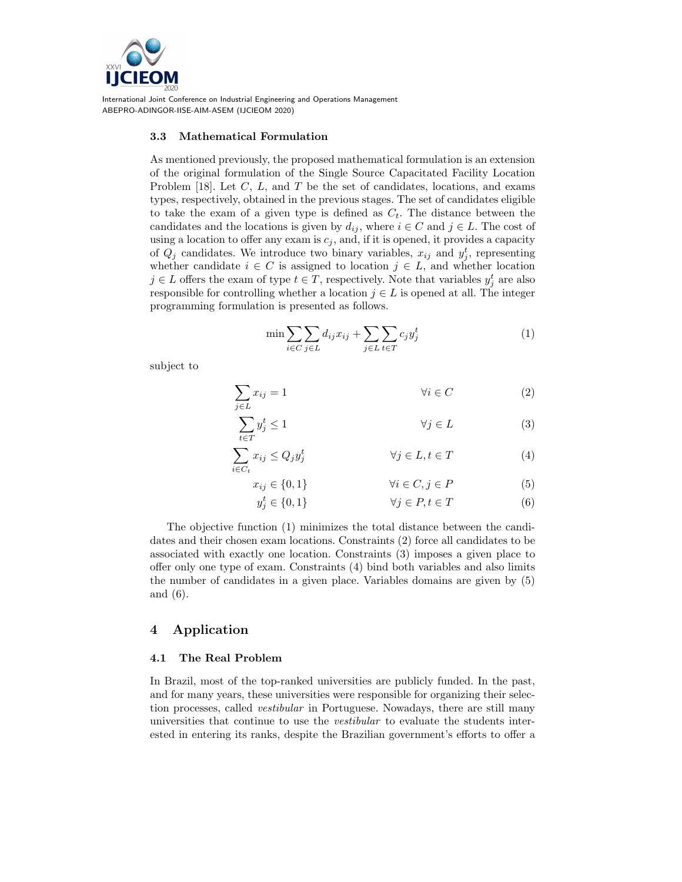### 3.3 Mathematical Formulation

As mentioned previously, the proposed mathematical formulation is an extension of the original formulation of the Single Source Capacitated Facility Location Problem [18]. Let $C$, $L$, and $T$ be the set of candidates, locations, and exams types, respectively, obtained in the previous stages. The set of candidates eligible to take the exam of a given type is defined as $C_t$. The distance between the candidates and the locations is given by $d_{ij}$, where $i \in C$ and $j \in L$. The cost of using a location to offer any exam is $c_j$, and, if it is opened, it provides a capacity of $Q_j$ candidates. We introduce two binary variables, $x_{ij}$ and $y_j^t$, representing whether candidate $i \in C$ is assigned to location $j \in L$, and whether location $j \in L$ offers the exam of type $t \in T$, respectively. Note that variables $y_j^t$ are also responsible for controlling whether a location $j \in L$ is opened at all. The integer programming formulation is presented as follows.

$$\min \sum_{i \in C} \sum_{j \in L} d_{ij} x_{ij} + \sum_{j \in L} \sum_{t \in T} c_j y_j^t \tag{1}$$

subject to

$$\sum_{j \in L} x_{ij} = 1 \qquad \forall i \in C \tag{2}$$

$$\sum_{t \in T} y_j^t \leq 1 \qquad \forall j \in L \tag{3}$$

$$\sum_{i \in C_t} x_{ij} \leq Q_j y_j^t \qquad \forall j \in L, t \in T \tag{4}$$

$$x_{ij} \in \{0, 1\} \qquad \forall i \in C, j \in P \tag{5}$$

$$y_j^t \in \{0, 1\} \qquad \forall j \in P, t \in T \tag{6}$$

The objective function (1) minimizes the total distance between the candidates and their chosen exam locations. Constraints (2) force all candidates to be associated with exactly one location. Constraints (3) imposes a given place to offer only one type of exam. Constraints (4) bind both variables and also limits the number of candidates in a given place. Variables domains are given by (5) and (6).

## 4 Application

### 4.1 The Real Problem

In Brazil, most of the top-ranked universities are publicly funded. In the past, and for many years, these universities were responsible for organizing their selection processes, called *vestibular* in Portuguese. Nowadays, there are still many universities that continue to use the *vestibular* to evaluate the students interested in entering its ranks, despite the Brazilian government's efforts to offer a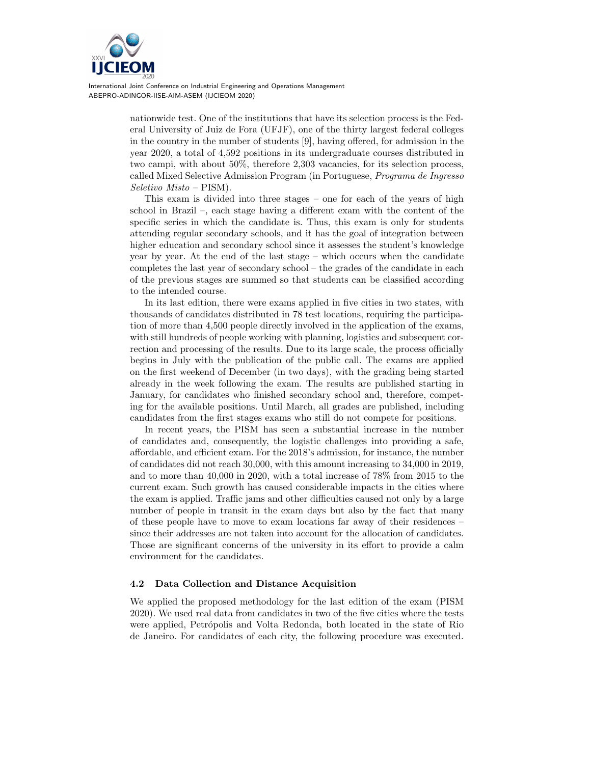nationwide test. One of the institutions that have its selection process is the Federal University of Juiz de Fora (UFJF), one of the thirty largest federal colleges in the country in the number of students [9], having offered, for admission in the year 2020, a total of 4,592 positions in its undergraduate courses distributed in two campi, with about 50%, therefore 2,303 vacancies, for its selection process, called Mixed Selective Admission Program (in Portuguese, *Programa de Ingresso Seletivo Misto* – PISM).

This exam is divided into three stages – one for each of the years of high school in Brazil –, each stage having a different exam with the content of the specific series in which the candidate is. Thus, this exam is only for students attending regular secondary schools, and it has the goal of integration between higher education and secondary school since it assesses the student's knowledge year by year. At the end of the last stage – which occurs when the candidate completes the last year of secondary school – the grades of the candidate in each of the previous stages are summed so that students can be classified according to the intended course.

In its last edition, there were exams applied in five cities in two states, with thousands of candidates distributed in 78 test locations, requiring the participation of more than 4,500 people directly involved in the application of the exams, with still hundreds of people working with planning, logistics and subsequent correction and processing of the results. Due to its large scale, the process officially begins in July with the publication of the public call. The exams are applied on the first weekend of December (in two days), with the grading being started already in the week following the exam. The results are published starting in January, for candidates who finished secondary school and, therefore, competing for the available positions. Until March, all grades are published, including candidates from the first stages exams who still do not compete for positions.

In recent years, the PISM has seen a substantial increase in the number of candidates and, consequently, the logistic challenges into providing a safe, affordable, and efficient exam. For the 2018's admission, for instance, the number of candidates did not reach 30,000, with this amount increasing to 34,000 in 2019, and to more than 40,000 in 2020, with a total increase of 78% from 2015 to the current exam. Such growth has caused considerable impacts in the cities where the exam is applied. Traffic jams and other difficulties caused not only by a large number of people in transit in the exam days but also by the fact that many of these people have to move to exam locations far away of their residences – since their addresses are not taken into account for the allocation of candidates. Those are significant concerns of the university in its effort to provide a calm environment for the candidates.

### 4.2 Data Collection and Distance Acquisition

We applied the proposed methodology for the last edition of the exam (PISM 2020). We used real data from candidates in two of the five cities where the tests were applied, Petrópolis and Volta Redonda, both located in the state of Rio de Janeiro. For candidates of each city, the following procedure was executed.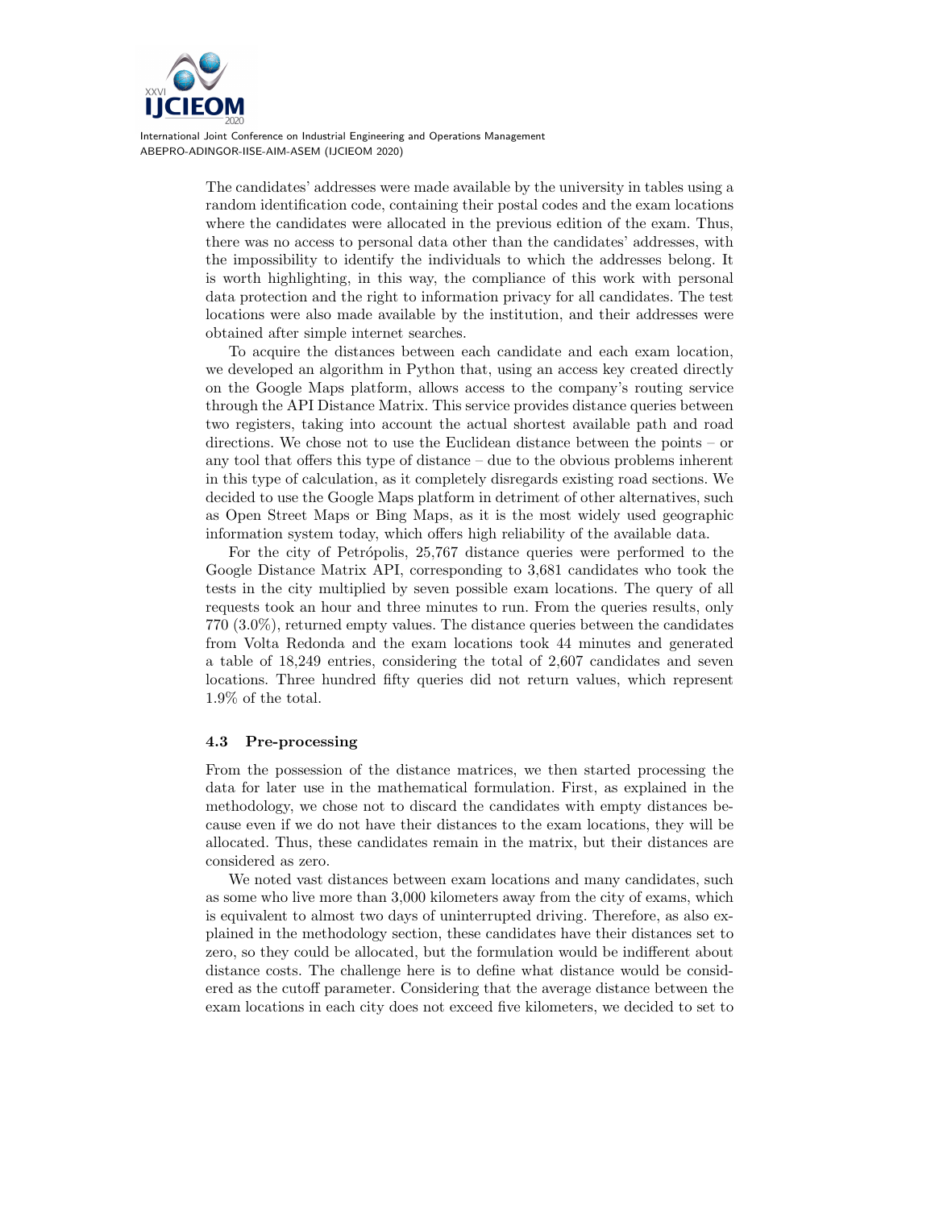The candidates' addresses were made available by the university in tables using a random identification code, containing their postal codes and the exam locations where the candidates were allocated in the previous edition of the exam. Thus, there was no access to personal data other than the candidates' addresses, with the impossibility to identify the individuals to which the addresses belong. It is worth highlighting, in this way, the compliance of this work with personal data protection and the right to information privacy for all candidates. The test locations were also made available by the institution, and their addresses were obtained after simple internet searches.

To acquire the distances between each candidate and each exam location, we developed an algorithm in Python that, using an access key created directly on the Google Maps platform, allows access to the company's routing service through the API Distance Matrix. This service provides distance queries between two registers, taking into account the actual shortest available path and road directions. We chose not to use the Euclidean distance between the points – or any tool that offers this type of distance – due to the obvious problems inherent in this type of calculation, as it completely disregards existing road sections. We decided to use the Google Maps platform in detriment of other alternatives, such as Open Street Maps or Bing Maps, as it is the most widely used geographic information system today, which offers high reliability of the available data.

For the city of Petrópolis, 25,767 distance queries were performed to the Google Distance Matrix API, corresponding to 3,681 candidates who took the tests in the city multiplied by seven possible exam locations. The query of all requests took an hour and three minutes to run. From the queries results, only 770 (3.0%), returned empty values. The distance queries between the candidates from Volta Redonda and the exam locations took 44 minutes and generated a table of 18,249 entries, considering the total of 2,607 candidates and seven locations. Three hundred fifty queries did not return values, which represent 1.9% of the total.

### 4.3 Pre-processing

From the possession of the distance matrices, we then started processing the data for later use in the mathematical formulation. First, as explained in the methodology, we chose not to discard the candidates with empty distances because even if we do not have their distances to the exam locations, they will be allocated. Thus, these candidates remain in the matrix, but their distances are considered as zero.

We noted vast distances between exam locations and many candidates, such as some who live more than 3,000 kilometers away from the city of exams, which is equivalent to almost two days of uninterrupted driving. Therefore, as also explained in the methodology section, these candidates have their distances set to zero, so they could be allocated, but the formulation would be indifferent about distance costs. The challenge here is to define what distance would be considered as the cutoff parameter. Considering that the average distance between the exam locations in each city does not exceed five kilometers, we decided to set to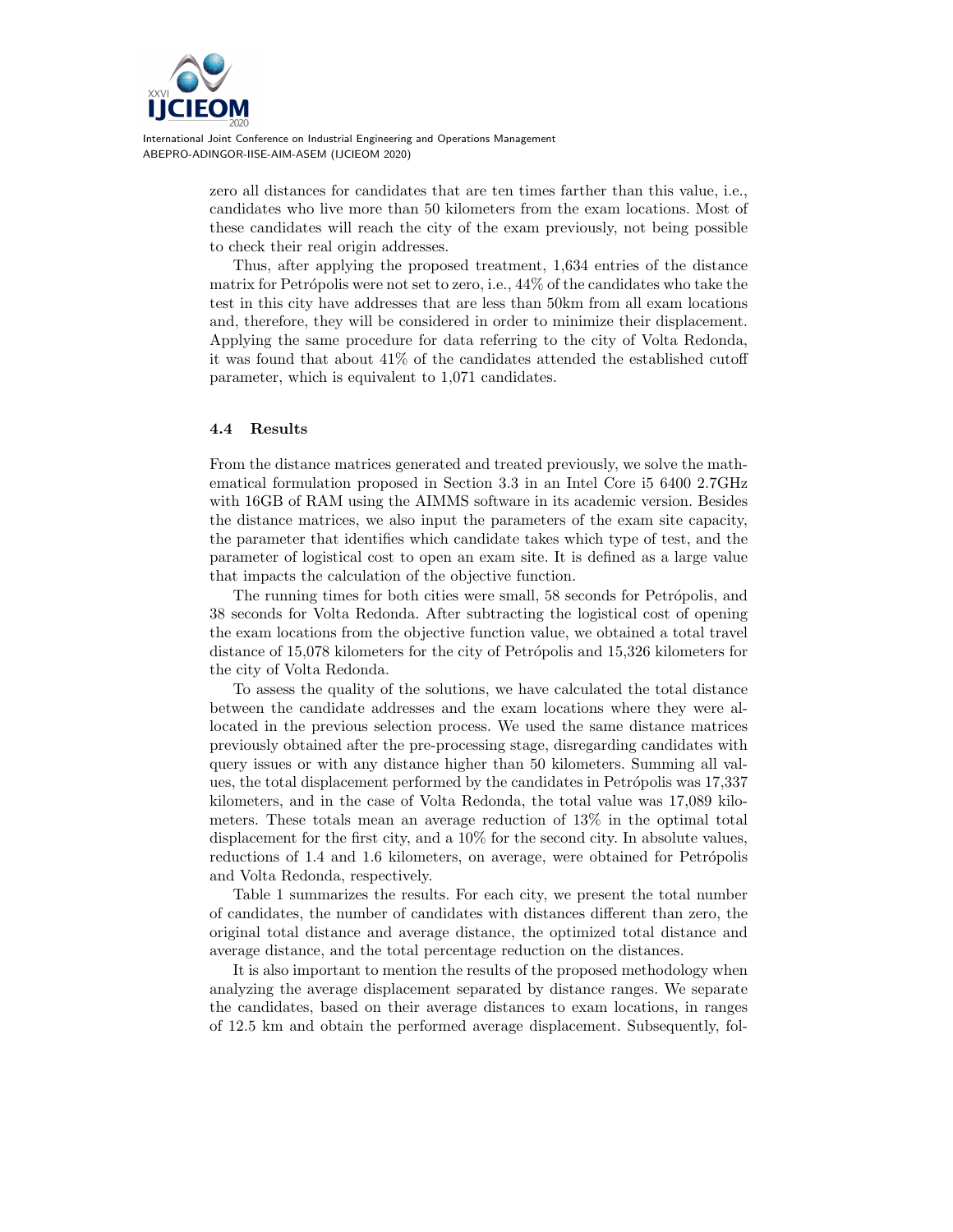zero all distances for candidates that are ten times farther than this value, i.e., candidates who live more than 50 kilometers from the exam locations. Most of these candidates will reach the city of the exam previously, not being possible to check their real origin addresses.

Thus, after applying the proposed treatment, 1,634 entries of the distance matrix for Petrópolis were not set to zero, i.e., 44% of the candidates who take the test in this city have addresses that are less than 50km from all exam locations and, therefore, they will be considered in order to minimize their displacement. Applying the same procedure for data referring to the city of Volta Redonda, it was found that about 41% of the candidates attended the established cutoff parameter, which is equivalent to 1,071 candidates.

### 4.4 Results

From the distance matrices generated and treated previously, we solve the mathematical formulation proposed in Section 3.3 in an Intel Core i5 6400 2.7GHz with 16GB of RAM using the AIMMS software in its academic version. Besides the distance matrices, we also input the parameters of the exam site capacity, the parameter that identifies which candidate takes which type of test, and the parameter of logistical cost to open an exam site. It is defined as a large value that impacts the calculation of the objective function.

The running times for both cities were small, 58 seconds for Petrópolis, and 38 seconds for Volta Redonda. After subtracting the logistical cost of opening the exam locations from the objective function value, we obtained a total travel distance of 15,078 kilometers for the city of Petrópolis and 15,326 kilometers for the city of Volta Redonda.

To assess the quality of the solutions, we have calculated the total distance between the candidate addresses and the exam locations where they were allocated in the previous selection process. We used the same distance matrices previously obtained after the pre-processing stage, disregarding candidates with query issues or with any distance higher than 50 kilometers. Summing all values, the total displacement performed by the candidates in Petrópolis was 17,337 kilometers, and in the case of Volta Redonda, the total value was 17,089 kilometers. These totals mean an average reduction of 13% in the optimal total displacement for the first city, and a 10% for the second city. In absolute values, reductions of 1.4 and 1.6 kilometers, on average, were obtained for Petrópolis and Volta Redonda, respectively.

Table 1 summarizes the results. For each city, we present the total number of candidates, the number of candidates with distances different than zero, the original total distance and average distance, the optimized total distance and average distance, and the total percentage reduction on the distances.

It is also important to mention the results of the proposed methodology when analyzing the average displacement separated by distance ranges. We separate the candidates, based on their average distances to exam locations, in ranges of 12.5 km and obtain the performed average displacement. Subsequently, fol-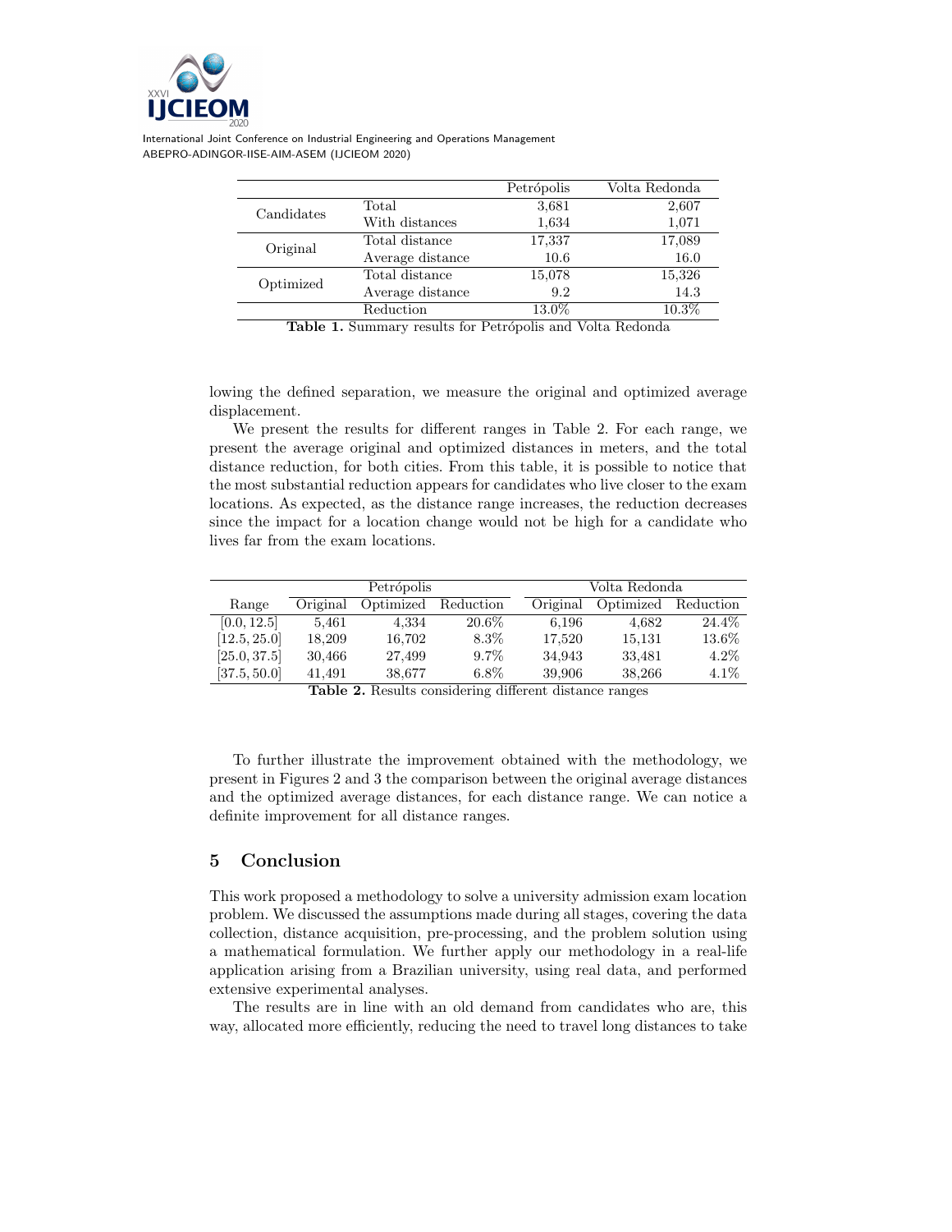| | | Petrópolis | Volta Redonda |
|---|---|---|---|
| Candidates | Total | 3,681 | 2,607 |
| | With distances | 1,634 | 1,071 |
| Original | Total distance | 17,337 | 17,089 |
| | Average distance | 10.6 | 16.0 |
| Optimized | Total distance | 15,078 | 15,326 |
| | Average distance | 9.2 | 14.3 |
| | Reduction | 13.0% | 10.3% |

**Table 1.** Summary results for Petrópolis and Volta Redonda

lowing the defined separation, we measure the original and optimized average displacement.

We present the results for different ranges in Table 2. For each range, we present the average original and optimized distances in meters, and the total distance reduction, for both cities. From this table, it is possible to notice that the most substantial reduction appears for candidates who live closer to the exam locations. As expected, as the distance range increases, the reduction decreases since the impact for a location change would not be high for a candidate who lives far from the exam locations.

| | Petrópolis | | | Volta Redonda | | |
|---|---|---|---|---|---|---|
| Range | Original | Optimized | Reduction | Original | Optimized | Reduction |
| [0.0, 12.5] | 5,461 | 4,334 | 20.6% | 6,196 | 4,682 | 24.4% |
| [12.5, 25.0] | 18,209 | 16,702 | 8.3% | 17,520 | 15,131 | 13.6% |
| [25.0, 37.5] | 30,466 | 27,499 | 9.7% | 34,943 | 33,481 | 4.2% |
| [37.5, 50.0] | 41,491 | 38,677 | 6.8% | 39,906 | 38,266 | 4.1% |

**Table 2.** Results considering different distance ranges

To further illustrate the improvement obtained with the methodology, we present in Figures 2 and 3 the comparison between the original average distances and the optimized average distances, for each distance range. We can notice a definite improvement for all distance ranges.

## 5 Conclusion

This work proposed a methodology to solve a university admission exam location problem. We discussed the assumptions made during all stages, covering the data collection, distance acquisition, pre-processing, and the problem solution using a mathematical formulation. We further apply our methodology in a real-life application arising from a Brazilian university, using real data, and performed extensive experimental analyses.

The results are in line with an old demand from candidates who are, this way, allocated more efficiently, reducing the need to travel long distances to take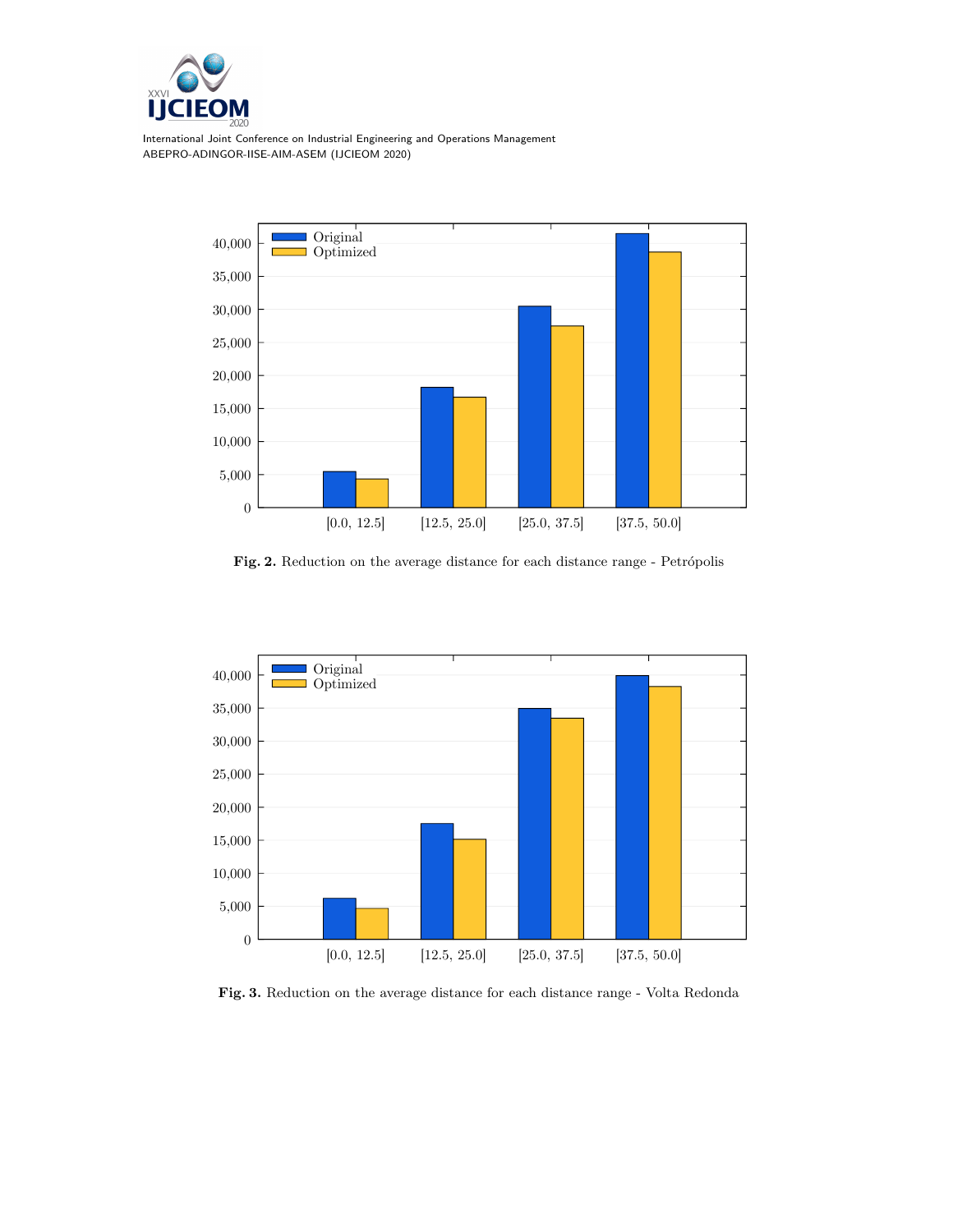**Fig. 2.** Reduction on the average distance for each distance range - Petrópolis

**Fig. 3.** Reduction on the average distance for each distance range - Volta Redonda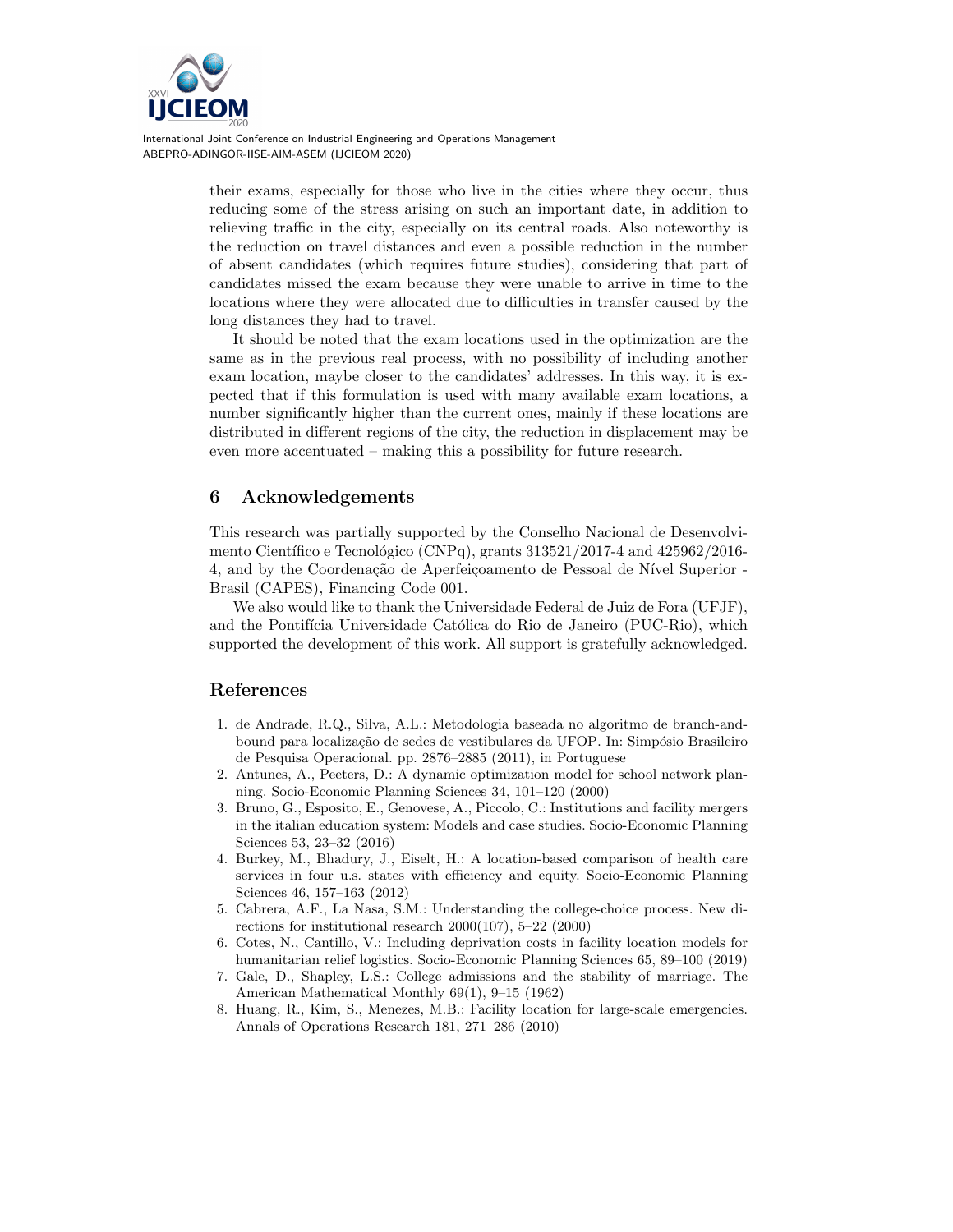their exams, especially for those who live in the cities where they occur, thus reducing some of the stress arising on such an important date, in addition to relieving traffic in the city, especially on its central roads. Also noteworthy is the reduction on travel distances and even a possible reduction in the number of absent candidates (which requires future studies), considering that part of candidates missed the exam because they were unable to arrive in time to the locations where they were allocated due to difficulties in transfer caused by the long distances they had to travel.

It should be noted that the exam locations used in the optimization are the same as in the previous real process, with no possibility of including another exam location, maybe closer to the candidates' addresses. In this way, it is expected that if this formulation is used with many available exam locations, a number significantly higher than the current ones, mainly if these locations are distributed in different regions of the city, the reduction in displacement may be even more accentuated – making this a possibility for future research.

## 6 Acknowledgements

This research was partially supported by the Conselho Nacional de Desenvolvimento Científico e Tecnológico (CNPq), grants 313521/2017-4 and 425962/2016-4, and by the Coordenação de Aperfeiçoamento de Pessoal de Nível Superior - Brasil (CAPES), Financing Code 001.

We also would like to thank the Universidade Federal de Juiz de Fora (UFJF), and the Pontifícia Universidade Católica do Rio de Janeiro (PUC-Rio), which supported the development of this work. All support is gratefully acknowledged.

## References

1. de Andrade, R.Q., Silva, A.L.: Metodologia baseada no algoritmo de branch-and-bound para localização de sedes de vestibulares da UFOP. In: Simpósio Brasileiro de Pesquisa Operacional. pp. 2876–2885 (2011), in Portuguese
2. Antunes, A., Peeters, D.: A dynamic optimization model for school network planning. Socio-Economic Planning Sciences 34, 101–120 (2000)
3. Bruno, G., Esposito, E., Genovese, A., Piccolo, C.: Institutions and facility mergers in the italian education system: Models and case studies. Socio-Economic Planning Sciences 53, 23–32 (2016)
4. Burkey, M., Bhadury, J., Eiselt, H.: A location-based comparison of health care services in four u.s. states with efficiency and equity. Socio-Economic Planning Sciences 46, 157–163 (2012)
5. Cabrera, A.F., La Nasa, S.M.: Understanding the college-choice process. New directions for institutional research 2000(107), 5–22 (2000)
6. Cotes, N., Cantillo, V.: Including deprivation costs in facility location models for humanitarian relief logistics. Socio-Economic Planning Sciences 65, 89–100 (2019)
7. Gale, D., Shapley, L.S.: College admissions and the stability of marriage. The American Mathematical Monthly 69(1), 9–15 (1962)
8. Huang, R., Kim, S., Menezes, M.B.: Facility location for large-scale emergencies. Annals of Operations Research 181, 271–286 (2010)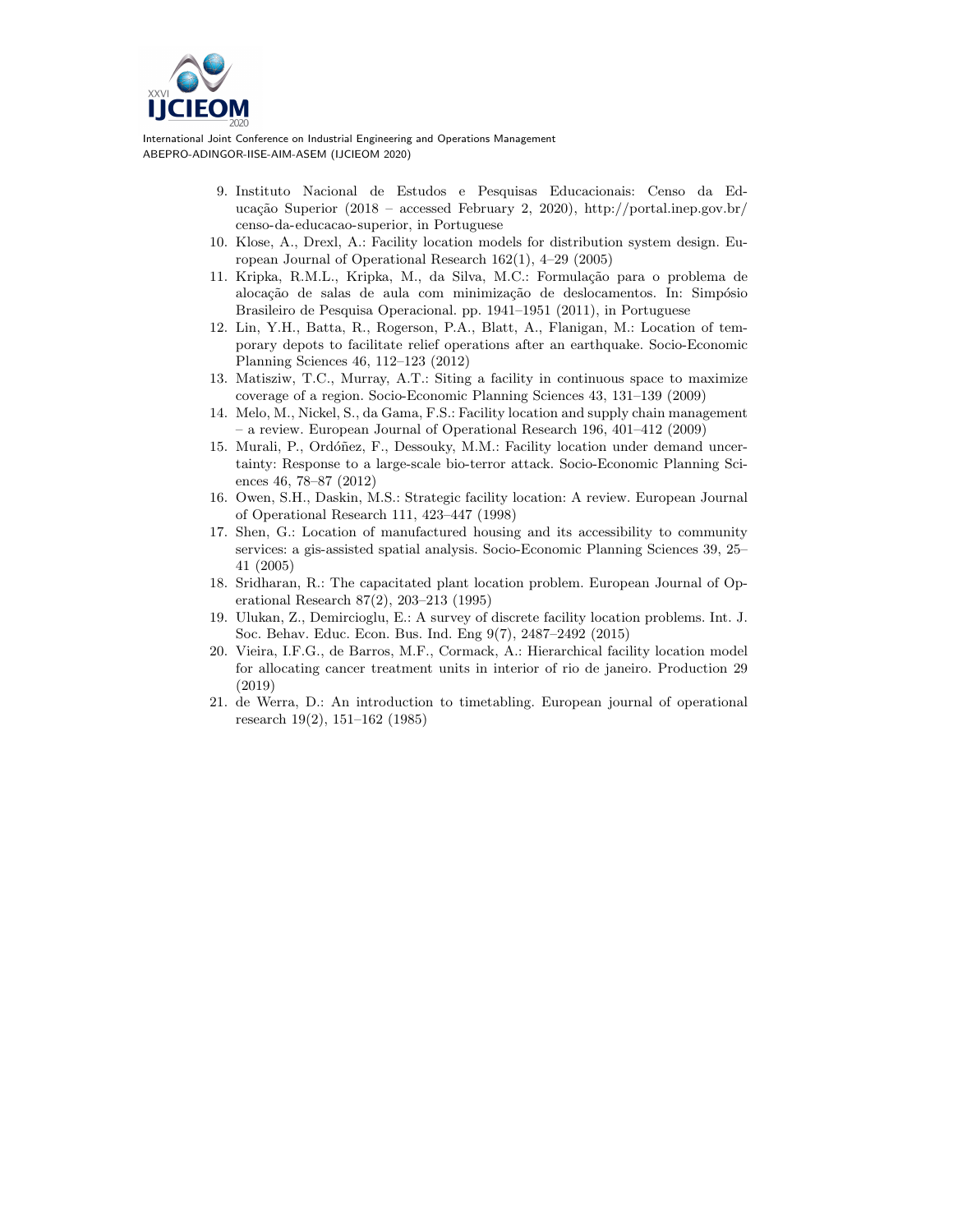9. Instituto Nacional de Estudos e Pesquisas Educacionais: Censo da Educação Superior (2018 – accessed February 2, 2020), http://portal.inep.gov.br/censo-da-educacao-superior, in Portuguese
10. Klose, A., Drexl, A.: Facility location models for distribution system design. European Journal of Operational Research 162(1), 4–29 (2005)
11. Kripka, R.M.L., Kripka, M., da Silva, M.C.: Formulação para o problema de alocação de salas de aula com minimização de deslocamentos. In: Simpósio Brasileiro de Pesquisa Operacional. pp. 1941–1951 (2011), in Portuguese
12. Lin, Y.H., Batta, R., Rogerson, P.A., Blatt, A., Flanigan, M.: Location of temporary depots to facilitate relief operations after an earthquake. Socio-Economic Planning Sciences 46, 112–123 (2012)
13. Matisziw, T.C., Murray, A.T.: Siting a facility in continuous space to maximize coverage of a region. Socio-Economic Planning Sciences 43, 131–139 (2009)
14. Melo, M., Nickel, S., da Gama, F.S.: Facility location and supply chain management – a review. European Journal of Operational Research 196, 401–412 (2009)
15. Murali, P., Ordóñez, F., Dessouky, M.M.: Facility location under demand uncertainty: Response to a large-scale bio-terror attack. Socio-Economic Planning Sciences 46, 78–87 (2012)
16. Owen, S.H., Daskin, M.S.: Strategic facility location: A review. European Journal of Operational Research 111, 423–447 (1998)
17. Shen, G.: Location of manufactured housing and its accessibility to community services: a gis-assisted spatial analysis. Socio-Economic Planning Sciences 39, 25–41 (2005)
18. Sridharan, R.: The capacitated plant location problem. European Journal of Operational Research 87(2), 203–213 (1995)
19. Ulukan, Z., Demircioglu, E.: A survey of discrete facility location problems. Int. J. Soc. Behav. Educ. Econ. Bus. Ind. Eng 9(7), 2487–2492 (2015)
20. Vieira, I.F.G., de Barros, M.F., Cormack, A.: Hierarchical facility location model for allocating cancer treatment units in interior of rio de janeiro. Production 29 (2019)
21. de Werra, D.: An introduction to timetabling. European journal of operational research 19(2), 151–162 (1985)